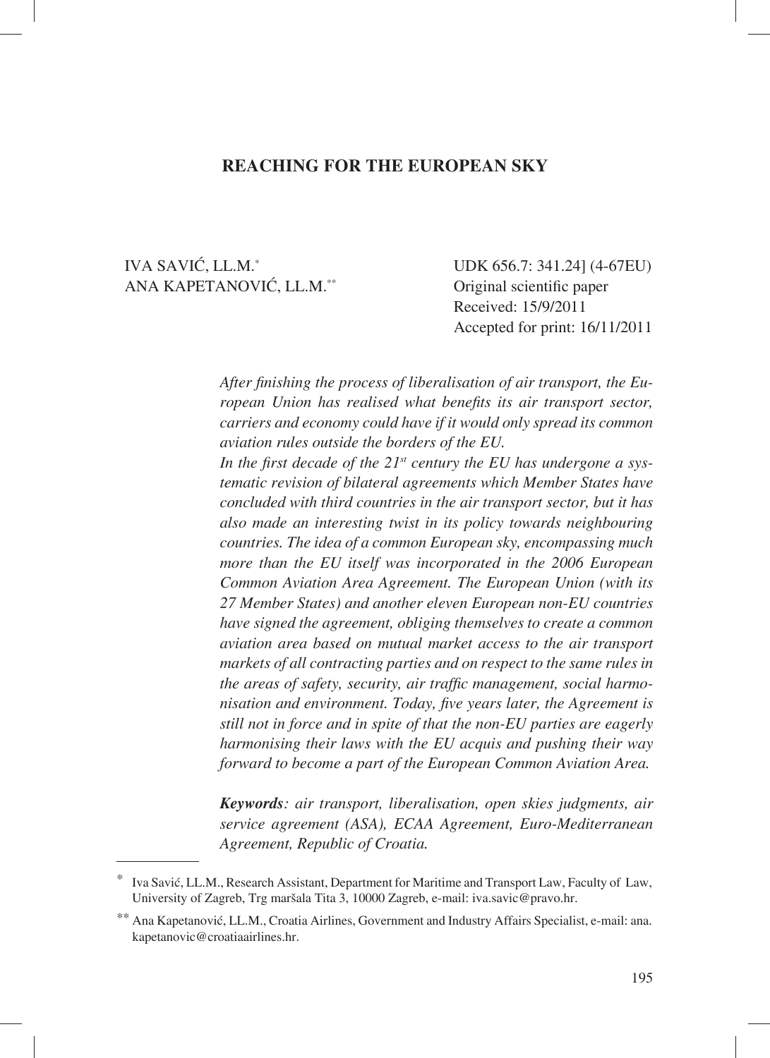# REACHING FOR THE EUROPEAN SKY

IVA SAVIĆ, LL.M.[*]
ANA KAPETANOVIĆ, LL.M.[**]

UDK 656.7: 341.24] (4-67EU)
Original scientific paper
Received: 15/9/2011
Accepted for print: 16/11/2011

*After finishing the process of liberalisation of air transport, the European Union has realised what benefits its air transport sector, carriers and economy could have if it would only spread its common aviation rules outside the borders of the EU.*

*In the first decade of the 21st century the EU has undergone a systematic revision of bilateral agreements which Member States have concluded with third countries in the air transport sector, but it has also made an interesting twist in its policy towards neighbouring countries. The idea of a common European sky, encompassing much more than the EU itself was incorporated in the 2006 European Common Aviation Area Agreement. The European Union (with its 27 Member States) and another eleven European non-EU countries have signed the agreement, obliging themselves to create a common aviation area based on mutual market access to the air transport markets of all contracting parties and on respect to the same rules in the areas of safety, security, air traffic management, social harmonisation and environment. Today, five years later, the Agreement is still not in force and in spite of that the non-EU parties are eagerly harmonising their laws with the EU acquis and pushing their way forward to become a part of the European Common Aviation Area.*

***Keywords**: air transport, liberalisation, open skies judgments, air service agreement (ASA), ECAA Agreement, Euro-Mediterranean Agreement, Republic of Croatia.*

---

[*] Iva Savić, LL.M., Research Assistant, Department for Maritime and Transport Law, Faculty of Law, University of Zagreb, Trg maršala Tita 3, 10000 Zagreb, e-mail: iva.savic@pravo.hr.

[**] Ana Kapetanović, LL.M., Croatia Airlines, Government and Industry Affairs Specialist, e-mail: ana.kapetanovic@croatiaairlines.hr.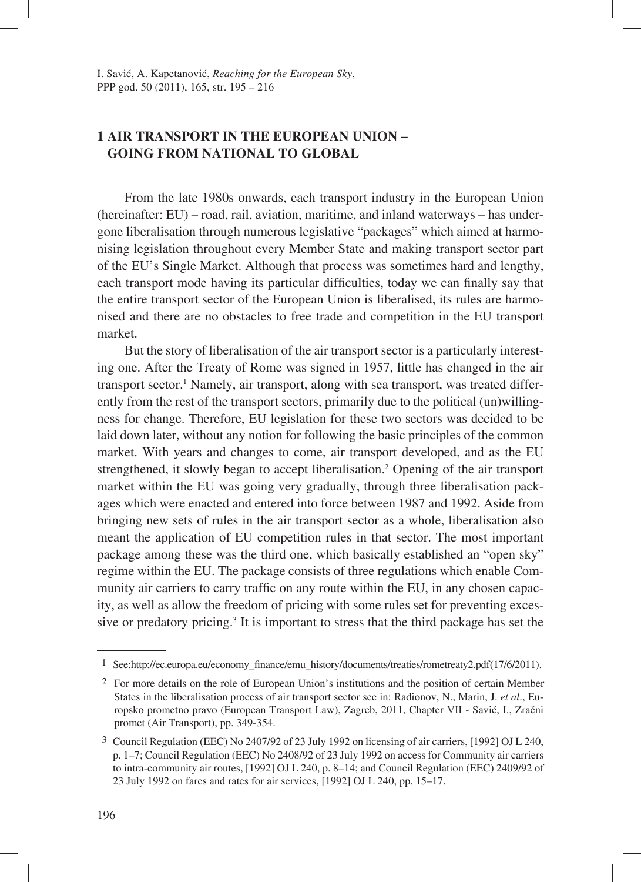## 1 AIR TRANSPORT IN THE EUROPEAN UNION – GOING FROM NATIONAL TO GLOBAL

From the late 1980s onwards, each transport industry in the European Union (hereinafter: EU) – road, rail, aviation, maritime, and inland waterways – has undergone liberalisation through numerous legislative "packages" which aimed at harmonising legislation throughout every Member State and making transport sector part of the EU's Single Market. Although that process was sometimes hard and lengthy, each transport mode having its particular difficulties, today we can finally say that the entire transport sector of the European Union is liberalised, its rules are harmonised and there are no obstacles to free trade and competition in the EU transport market.

But the story of liberalisation of the air transport sector is a particularly interesting one. After the Treaty of Rome was signed in 1957, little has changed in the air transport sector.[1] Namely, air transport, along with sea transport, was treated differently from the rest of the transport sectors, primarily due to the political (un)willingness for change. Therefore, EU legislation for these two sectors was decided to be laid down later, without any notion for following the basic principles of the common market. With years and changes to come, air transport developed, and as the EU strengthened, it slowly began to accept liberalisation.[2] Opening of the air transport market within the EU was going very gradually, through three liberalisation packages which were enacted and entered into force between 1987 and 1992. Aside from bringing new sets of rules in the air transport sector as a whole, liberalisation also meant the application of EU competition rules in that sector. The most important package among these was the third one, which basically established an "open sky" regime within the EU. The package consists of three regulations which enable Community air carriers to carry traffic on any route within the EU, in any chosen capacity, as well as allow the freedom of pricing with some rules set for preventing excessive or predatory pricing.[3] It is important to stress that the third package has set the

---

[1] See:http://ec.europa.eu/economy_finance/emu_history/documents/treaties/rometreaty2.pdf(17/6/2011).

[2] For more details on the role of European Union's institutions and the position of certain Member States in the liberalisation process of air transport sector see in: Radionov, N., Marin, J. *et al.*, Europsko prometno pravo (European Transport Law), Zagreb, 2011, Chapter VII - Savić, I., Zračni promet (Air Transport), pp. 349-354.

[3] Council Regulation (EEC) No 2407/92 of 23 July 1992 on licensing of air carriers, [1992] OJ L 240, p. 1–7; Council Regulation (EEC) No 2408/92 of 23 July 1992 on access for Community air carriers to intra-community air routes, [1992] OJ L 240, p. 8–14; and Council Regulation (EEC) 2409/92 of 23 July 1992 on fares and rates for air services, [1992] OJ L 240, pp. 15–17.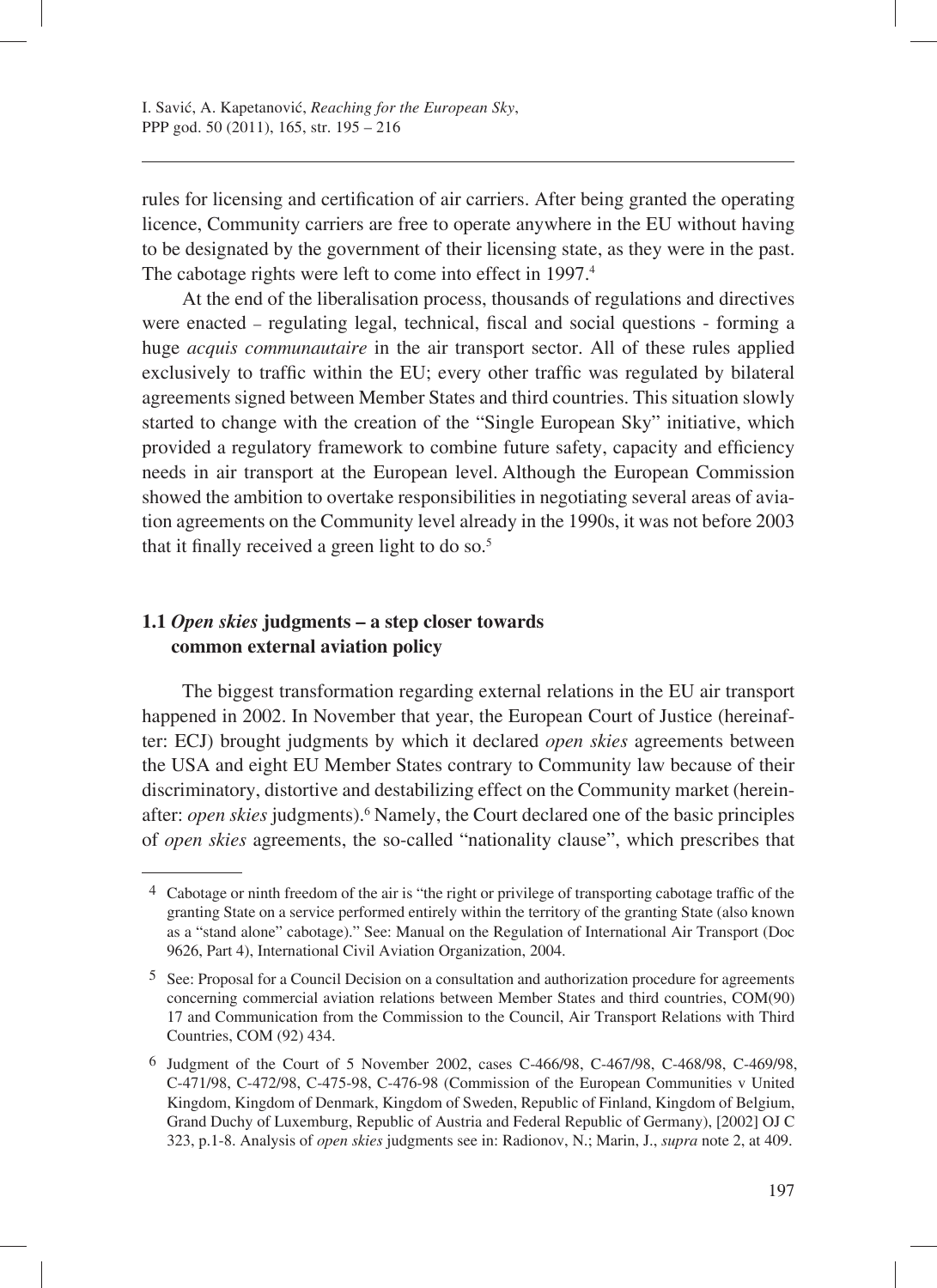rules for licensing and certification of air carriers. After being granted the operating licence, Community carriers are free to operate anywhere in the EU without having to be designated by the government of their licensing state, as they were in the past. The cabotage rights were left to come into effect in 1997.[4]

At the end of the liberalisation process, thousands of regulations and directives were enacted – regulating legal, technical, fiscal and social questions - forming a huge *acquis communautaire* in the air transport sector. All of these rules applied exclusively to traffic within the EU; every other traffic was regulated by bilateral agreements signed between Member States and third countries. This situation slowly started to change with the creation of the "Single European Sky" initiative, which provided a regulatory framework to combine future safety, capacity and efficiency needs in air transport at the European level. Although the European Commission showed the ambition to overtake responsibilities in negotiating several areas of aviation agreements on the Community level already in the 1990s, it was not before 2003 that it finally received a green light to do so.[5]

### 1.1 *Open skies* judgments – a step closer towards common external aviation policy

The biggest transformation regarding external relations in the EU air transport happened in 2002. In November that year, the European Court of Justice (hereinafter: ECJ) brought judgments by which it declared *open skies* agreements between the USA and eight EU Member States contrary to Community law because of their discriminatory, distortive and destabilizing effect on the Community market (hereinafter: *open skies* judgments).[6] Namely, the Court declared one of the basic principles of *open skies* agreements, the so-called "nationality clause", which prescribes that

---

[4] Cabotage or ninth freedom of the air is "the right or privilege of transporting cabotage traffic of the granting State on a service performed entirely within the territory of the granting State (also known as a "stand alone" cabotage)." See: Manual on the Regulation of International Air Transport (Doc 9626, Part 4), International Civil Aviation Organization, 2004.

[5] See: Proposal for a Council Decision on a consultation and authorization procedure for agreements concerning commercial aviation relations between Member States and third countries, COM(90) 17 and Communication from the Commission to the Council, Air Transport Relations with Third Countries, COM (92) 434.

[6] Judgment of the Court of 5 November 2002, cases C-466/98, C-467/98, C-468/98, C-469/98, C-471/98, C-472/98, C-475-98, C-476-98 (Commission of the European Communities v United Kingdom, Kingdom of Denmark, Kingdom of Sweden, Republic of Finland, Kingdom of Belgium, Grand Duchy of Luxemburg, Republic of Austria and Federal Republic of Germany), [2002] OJ C 323, p.1-8. Analysis of *open skies* judgments see in: Radionov, N.; Marin, J., *supra* note 2, at 409.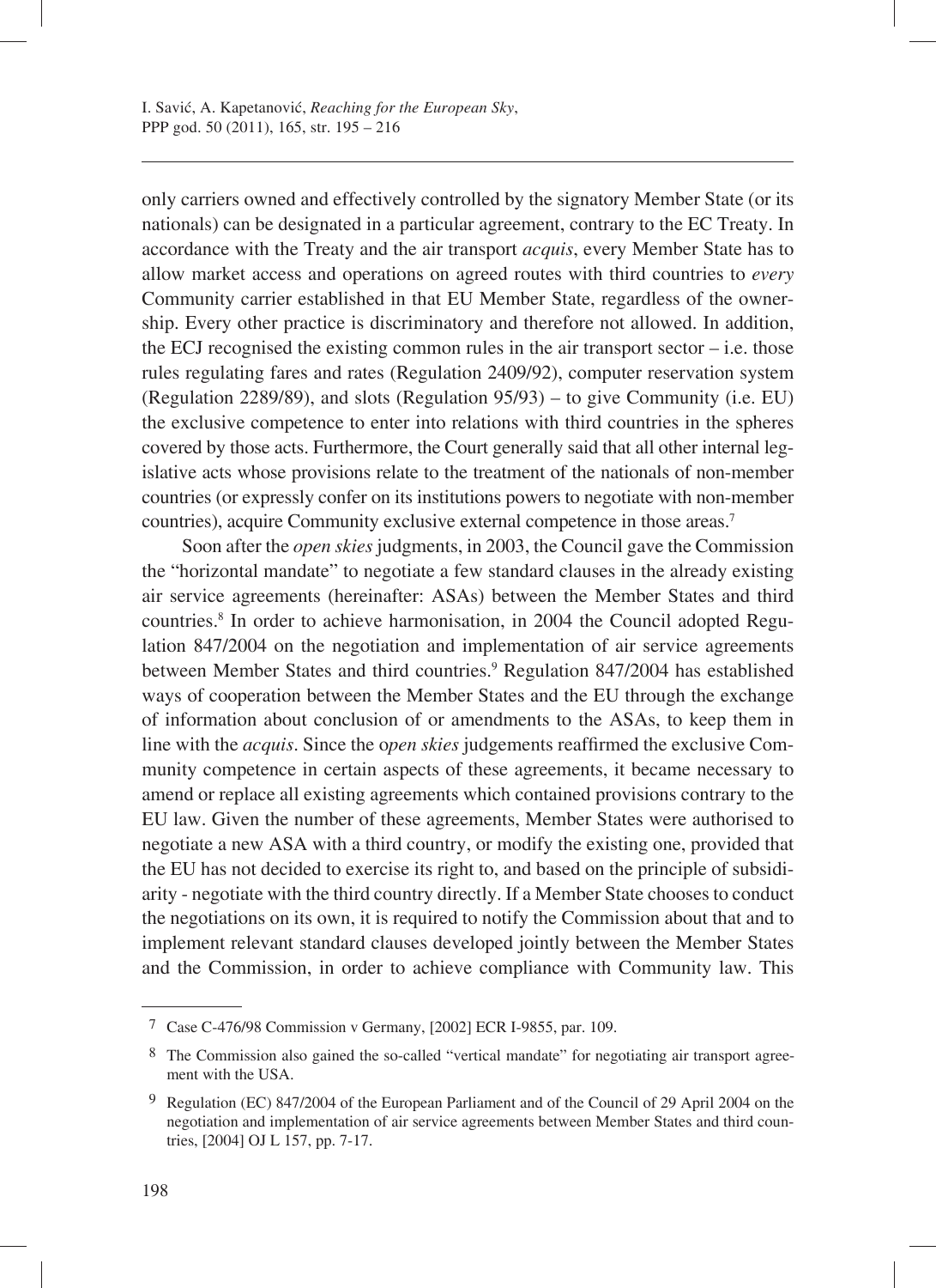only carriers owned and effectively controlled by the signatory Member State (or its nationals) can be designated in a particular agreement, contrary to the EC Treaty. In accordance with the Treaty and the air transport *acquis*, every Member State has to allow market access and operations on agreed routes with third countries to *every* Community carrier established in that EU Member State, regardless of the ownership. Every other practice is discriminatory and therefore not allowed. In addition, the ECJ recognised the existing common rules in the air transport sector – i.e. those rules regulating fares and rates (Regulation 2409/92), computer reservation system (Regulation 2289/89), and slots (Regulation 95/93) – to give Community (i.e. EU) the exclusive competence to enter into relations with third countries in the spheres covered by those acts. Furthermore, the Court generally said that all other internal legislative acts whose provisions relate to the treatment of the nationals of non-member countries (or expressly confer on its institutions powers to negotiate with non-member countries), acquire Community exclusive external competence in those areas.[7]

Soon after the *open skies* judgments, in 2003, the Council gave the Commission the "horizontal mandate" to negotiate a few standard clauses in the already existing air service agreements (hereinafter: ASAs) between the Member States and third countries.[8] In order to achieve harmonisation, in 2004 the Council adopted Regulation 847/2004 on the negotiation and implementation of air service agreements between Member States and third countries.[9] Regulation 847/2004 has established ways of cooperation between the Member States and the EU through the exchange of information about conclusion of or amendments to the ASAs, to keep them in line with the *acquis*. Since the o*pen skies* judgements reaffirmed the exclusive Community competence in certain aspects of these agreements, it became necessary to amend or replace all existing agreements which contained provisions contrary to the EU law. Given the number of these agreements, Member States were authorised to negotiate a new ASA with a third country, or modify the existing one, provided that the EU has not decided to exercise its right to, and based on the principle of subsidiarity - negotiate with the third country directly. If a Member State chooses to conduct the negotiations on its own, it is required to notify the Commission about that and to implement relevant standard clauses developed jointly between the Member States and the Commission, in order to achieve compliance with Community law. This

---

[7] Case C-476/98 Commission v Germany, [2002] ECR I-9855, par. 109.

[8] The Commission also gained the so-called "vertical mandate" for negotiating air transport agreement with the USA.

[9] Regulation (EC) 847/2004 of the European Parliament and of the Council of 29 April 2004 on the negotiation and implementation of air service agreements between Member States and third countries, [2004] OJ L 157, pp. 7-17.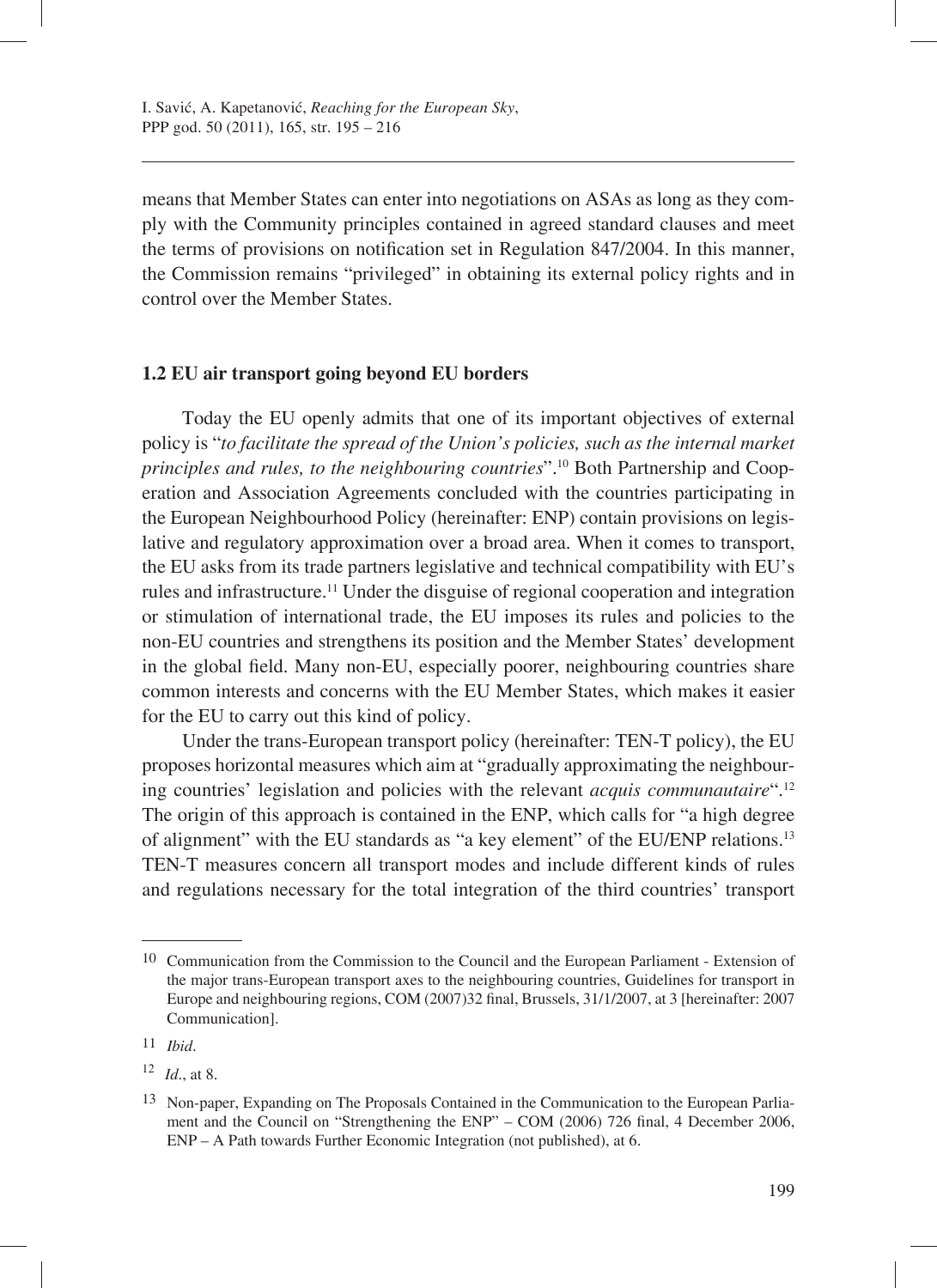means that Member States can enter into negotiations on ASAs as long as they comply with the Community principles contained in agreed standard clauses and meet the terms of provisions on notification set in Regulation 847/2004. In this manner, the Commission remains "privileged" in obtaining its external policy rights and in control over the Member States.

### 1.2 EU air transport going beyond EU borders

Today the EU openly admits that one of its important objectives of external policy is "*to facilitate the spread of the Union's policies, such as the internal market principles and rules, to the neighbouring countries*".[10] Both Partnership and Cooperation and Association Agreements concluded with the countries participating in the European Neighbourhood Policy (hereinafter: ENP) contain provisions on legislative and regulatory approximation over a broad area. When it comes to transport, the EU asks from its trade partners legislative and technical compatibility with EU's rules and infrastructure.[11] Under the disguise of regional cooperation and integration or stimulation of international trade, the EU imposes its rules and policies to the non-EU countries and strengthens its position and the Member States' development in the global field. Many non-EU, especially poorer, neighbouring countries share common interests and concerns with the EU Member States, which makes it easier for the EU to carry out this kind of policy.

Under the trans-European transport policy (hereinafter: TEN-T policy), the EU proposes horizontal measures which aim at "gradually approximating the neighbouring countries' legislation and policies with the relevant *acquis communautaire*".[12] The origin of this approach is contained in the ENP, which calls for "a high degree of alignment" with the EU standards as "a key element" of the EU/ENP relations.[13] TEN-T measures concern all transport modes and include different kinds of rules and regulations necessary for the total integration of the third countries' transport

---

[10] Communication from the Commission to the Council and the European Parliament - Extension of the major trans-European transport axes to the neighbouring countries, Guidelines for transport in Europe and neighbouring regions, COM (2007)32 final, Brussels, 31/1/2007, at 3 [hereinafter: 2007 Communication].

[11] *Ibid*.

[12] *Id*., at 8.

[13] Non-paper, Expanding on The Proposals Contained in the Communication to the European Parliament and the Council on "Strengthening the ENP" – COM (2006) 726 final, 4 December 2006, ENP – A Path towards Further Economic Integration (not published), at 6.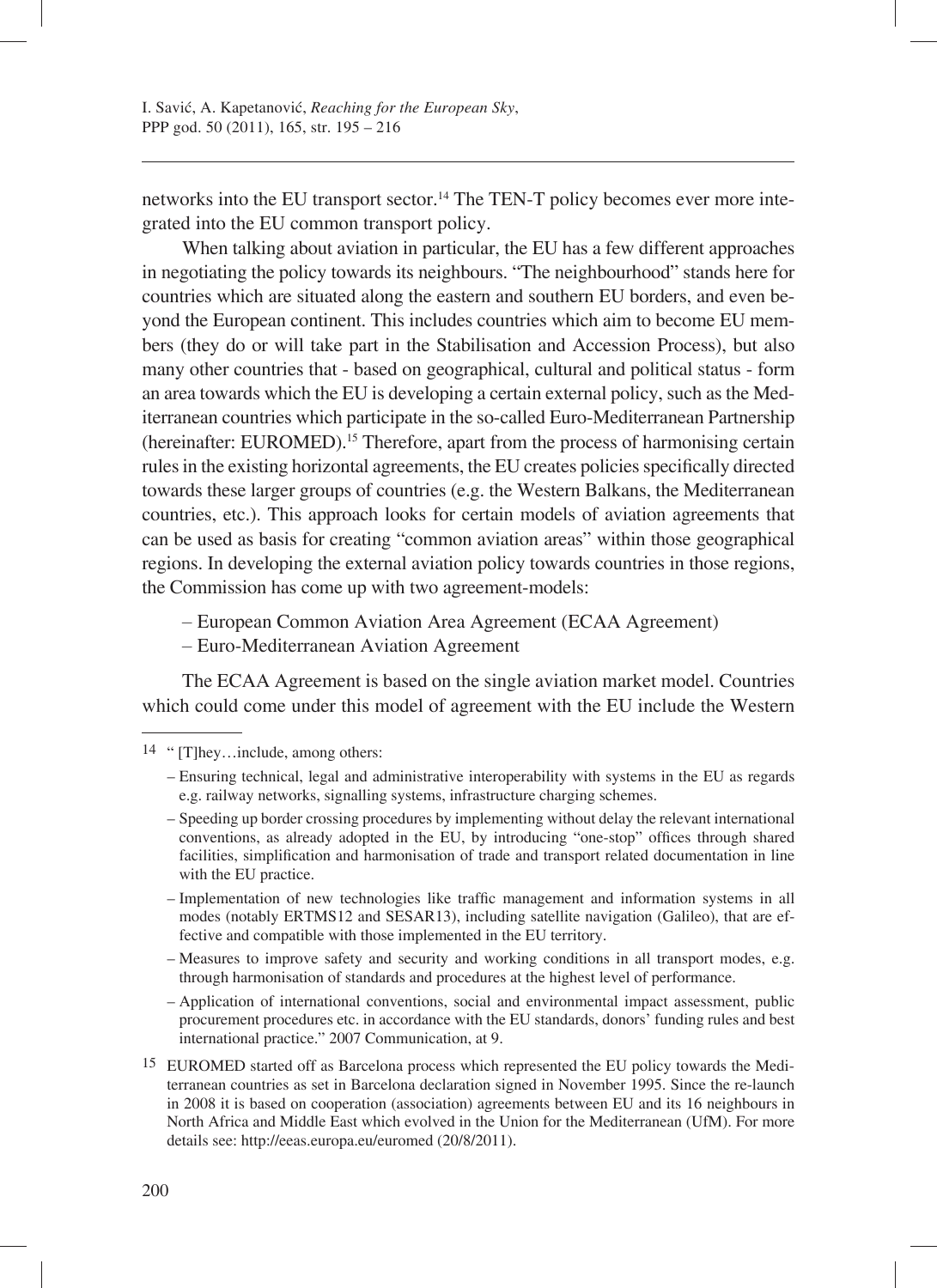networks into the EU transport sector.[14] The TEN-T policy becomes ever more integrated into the EU common transport policy.

When talking about aviation in particular, the EU has a few different approaches in negotiating the policy towards its neighbours. "The neighbourhood" stands here for countries which are situated along the eastern and southern EU borders, and even beyond the European continent. This includes countries which aim to become EU members (they do or will take part in the Stabilisation and Accession Process), but also many other countries that - based on geographical, cultural and political status - form an area towards which the EU is developing a certain external policy, such as the Mediterranean countries which participate in the so-called Euro-Mediterranean Partnership (hereinafter: EUROMED).[15] Therefore, apart from the process of harmonising certain rules in the existing horizontal agreements, the EU creates policies specifically directed towards these larger groups of countries (e.g. the Western Balkans, the Mediterranean countries, etc.). This approach looks for certain models of aviation agreements that can be used as basis for creating "common aviation areas" within those geographical regions. In developing the external aviation policy towards countries in those regions, the Commission has come up with two agreement-models:

– European Common Aviation Area Agreement (ECAA Agreement)
– Euro-Mediterranean Aviation Agreement

The ECAA Agreement is based on the single aviation market model. Countries which could come under this model of agreement with the EU include the Western

---

14 " [T]hey…include, among others:

– Ensuring technical, legal and administrative interoperability with systems in the EU as regards e.g. railway networks, signalling systems, infrastructure charging schemes.
– Speeding up border crossing procedures by implementing without delay the relevant international conventions, as already adopted in the EU, by introducing "one-stop" offices through shared facilities, simplification and harmonisation of trade and transport related documentation in line with the EU practice.
– Implementation of new technologies like traffic management and information systems in all modes (notably ERTMS12 and SESAR13), including satellite navigation (Galileo), that are effective and compatible with those implemented in the EU territory.
– Measures to improve safety and security and working conditions in all transport modes, e.g. through harmonisation of standards and procedures at the highest level of performance.
– Application of international conventions, social and environmental impact assessment, public procurement procedures etc. in accordance with the EU standards, donors' funding rules and best international practice." 2007 Communication, at 9.

15 EUROMED started off as Barcelona process which represented the EU policy towards the Mediterranean countries as set in Barcelona declaration signed in November 1995. Since the re-launch in 2008 it is based on cooperation (association) agreements between EU and its 16 neighbours in North Africa and Middle East which evolved in the Union for the Mediterranean (UfM). For more details see: http://eeas.europa.eu/euromed (20/8/2011).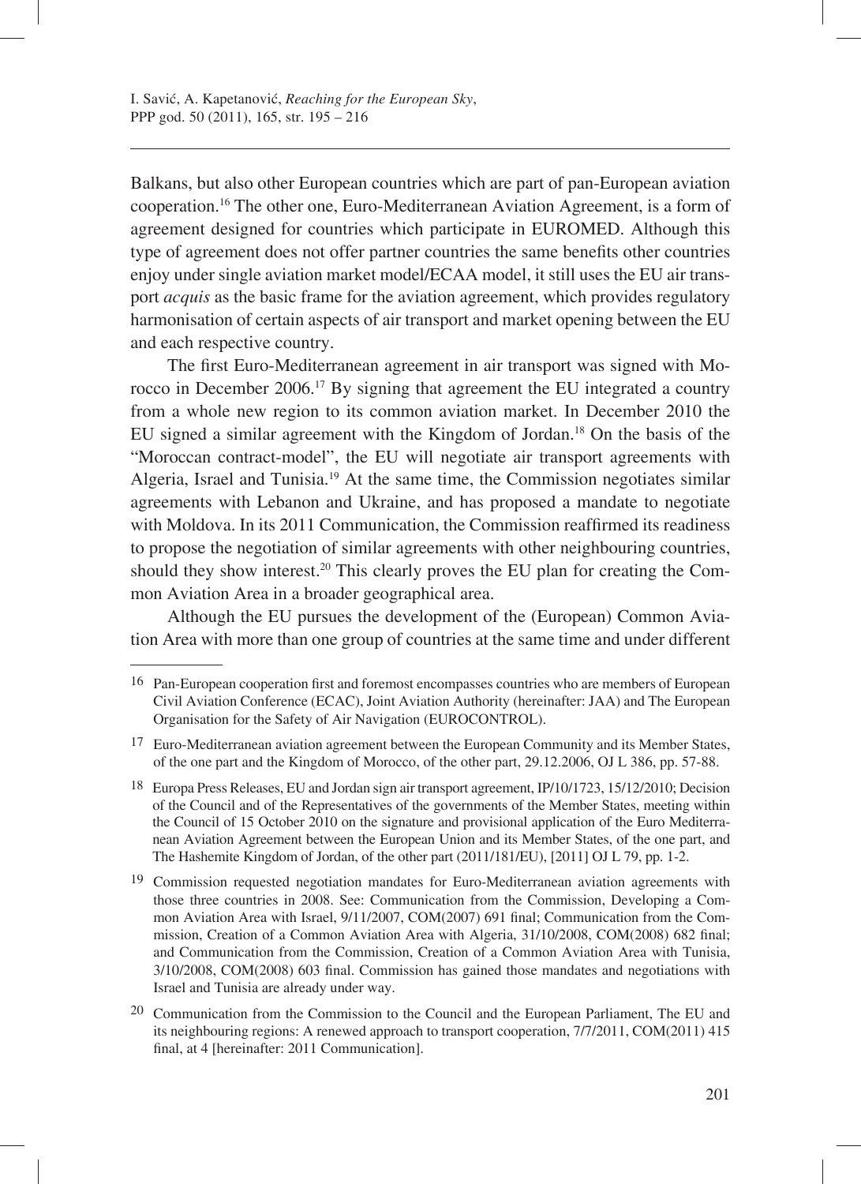Balkans, but also other European countries which are part of pan-European aviation cooperation.[16] The other one, Euro-Mediterranean Aviation Agreement, is a form of agreement designed for countries which participate in EUROMED. Although this type of agreement does not offer partner countries the same benefits other countries enjoy under single aviation market model/ECAA model, it still uses the EU air transport *acquis* as the basic frame for the aviation agreement, which provides regulatory harmonisation of certain aspects of air transport and market opening between the EU and each respective country.

The first Euro-Mediterranean agreement in air transport was signed with Morocco in December 2006.[17] By signing that agreement the EU integrated a country from a whole new region to its common aviation market. In December 2010 the EU signed a similar agreement with the Kingdom of Jordan.[18] On the basis of the "Moroccan contract-model", the EU will negotiate air transport agreements with Algeria, Israel and Tunisia.[19] At the same time, the Commission negotiates similar agreements with Lebanon and Ukraine, and has proposed a mandate to negotiate with Moldova. In its 2011 Communication, the Commission reaffirmed its readiness to propose the negotiation of similar agreements with other neighbouring countries, should they show interest.[20] This clearly proves the EU plan for creating the Common Aviation Area in a broader geographical area.

Although the EU pursues the development of the (European) Common Aviation Area with more than one group of countries at the same time and under different

---

[16] Pan-European cooperation first and foremost encompasses countries who are members of European Civil Aviation Conference (ECAC), Joint Aviation Authority (hereinafter: JAA) and The European Organisation for the Safety of Air Navigation (EUROCONTROL).

[17] Euro-Mediterranean aviation agreement between the European Community and its Member States, of the one part and the Kingdom of Morocco, of the other part, 29.12.2006, OJ L 386, pp. 57-88.

[18] Europa Press Releases, EU and Jordan sign air transport agreement, IP/10/1723, 15/12/2010; Decision of the Council and of the Representatives of the governments of the Member States, meeting within the Council of 15 October 2010 on the signature and provisional application of the Euro Mediterranean Aviation Agreement between the European Union and its Member States, of the one part, and The Hashemite Kingdom of Jordan, of the other part (2011/181/EU), [2011] OJ L 79, pp. 1-2.

[19] Commission requested negotiation mandates for Euro-Mediterranean aviation agreements with those three countries in 2008. See: Communication from the Commission, Developing a Common Aviation Area with Israel, 9/11/2007, COM(2007) 691 final; Communication from the Commission, Creation of a Common Aviation Area with Algeria, 31/10/2008, COM(2008) 682 final; and Communication from the Commission, Creation of a Common Aviation Area with Tunisia, 3/10/2008, COM(2008) 603 final. Commission has gained those mandates and negotiations with Israel and Tunisia are already under way.

[20] Communication from the Commission to the Council and the European Parliament, The EU and its neighbouring regions: A renewed approach to transport cooperation, 7/7/2011, COM(2011) 415 final, at 4 [hereinafter: 2011 Communication].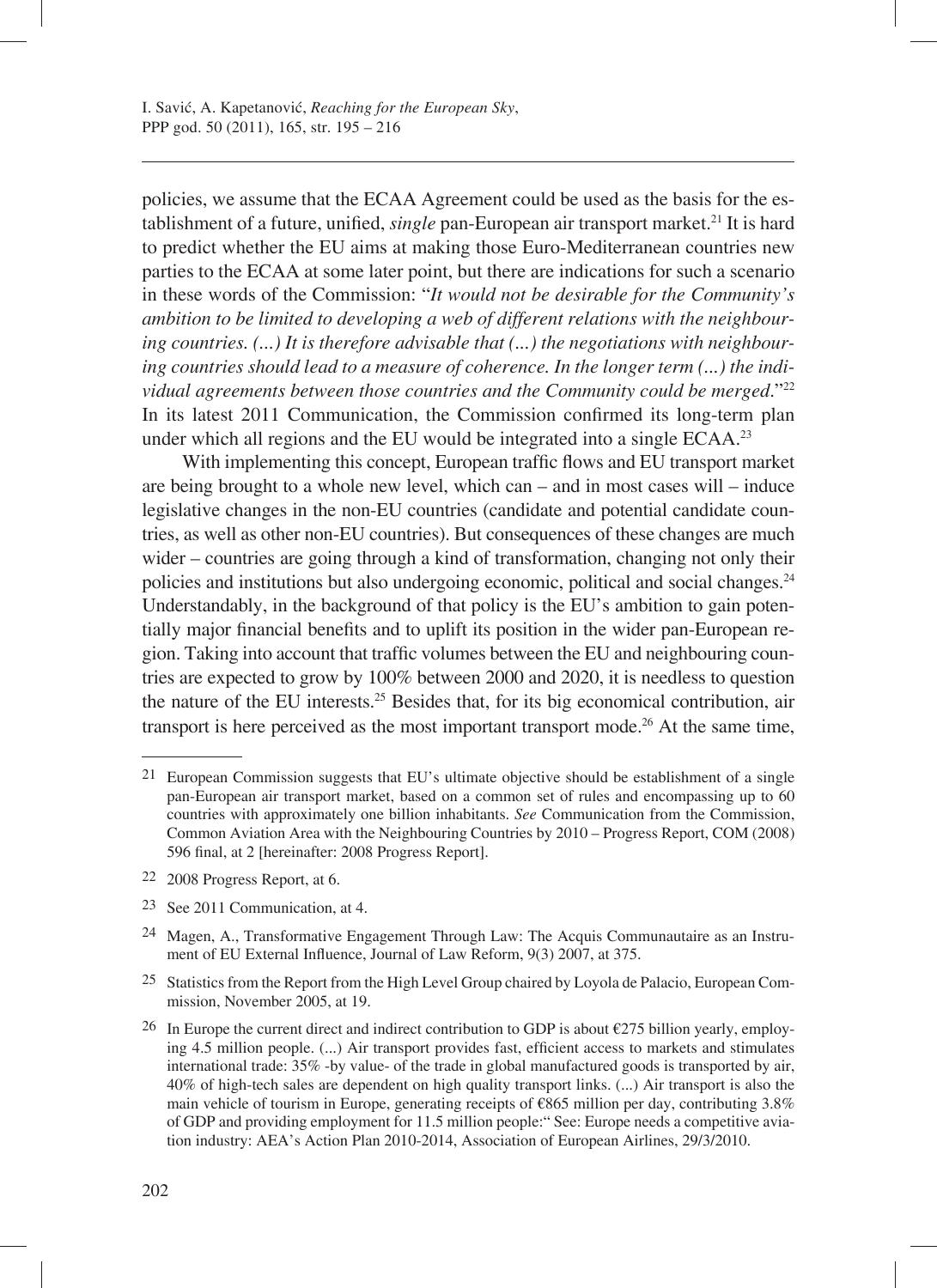policies, we assume that the ECAA Agreement could be used as the basis for the establishment of a future, unified, *single* pan-European air transport market.[21] It is hard to predict whether the EU aims at making those Euro-Mediterranean countries new parties to the ECAA at some later point, but there are indications for such a scenario in these words of the Commission: "*It would not be desirable for the Community's ambition to be limited to developing a web of different relations with the neighbouring countries. (...) It is therefore advisable that (...) the negotiations with neighbouring countries should lead to a measure of coherence. In the longer term (...) the individual agreements between those countries and the Community could be merged.*"[22] In its latest 2011 Communication, the Commission confirmed its long-term plan under which all regions and the EU would be integrated into a single ECAA.[23]

With implementing this concept, European traffic flows and EU transport market are being brought to a whole new level, which can – and in most cases will – induce legislative changes in the non-EU countries (candidate and potential candidate countries, as well as other non-EU countries). But consequences of these changes are much wider – countries are going through a kind of transformation, changing not only their policies and institutions but also undergoing economic, political and social changes.[24] Understandably, in the background of that policy is the EU's ambition to gain potentially major financial benefits and to uplift its position in the wider pan-European region. Taking into account that traffic volumes between the EU and neighbouring countries are expected to grow by 100% between 2000 and 2020, it is needless to question the nature of the EU interests.[25] Besides that, for its big economical contribution, air transport is here perceived as the most important transport mode.[26] At the same time,

---

[21] European Commission suggests that EU's ultimate objective should be establishment of a single pan-European air transport market, based on a common set of rules and encompassing up to 60 countries with approximately one billion inhabitants. *See* Communication from the Commission, Common Aviation Area with the Neighbouring Countries by 2010 – Progress Report, COM (2008) 596 final, at 2 [hereinafter: 2008 Progress Report].

[22] 2008 Progress Report, at 6.

[23] See 2011 Communication, at 4.

[24] Magen, A., Transformative Engagement Through Law: The Acquis Communautaire as an Instrument of EU External Influence, Journal of Law Reform, 9(3) 2007, at 375.

[25] Statistics from the Report from the High Level Group chaired by Loyola de Palacio, European Commission, November 2005, at 19.

[26] In Europe the current direct and indirect contribution to GDP is about €275 billion yearly, employing 4.5 million people. (...) Air transport provides fast, efficient access to markets and stimulates international trade: 35% -by value- of the trade in global manufactured goods is transported by air, 40% of high-tech sales are dependent on high quality transport links. (...) Air transport is also the main vehicle of tourism in Europe, generating receipts of €865 million per day, contributing 3.8% of GDP and providing employment for 11.5 million people:" See: Europe needs a competitive aviation industry: AEA's Action Plan 2010-2014, Association of European Airlines, 29/3/2010.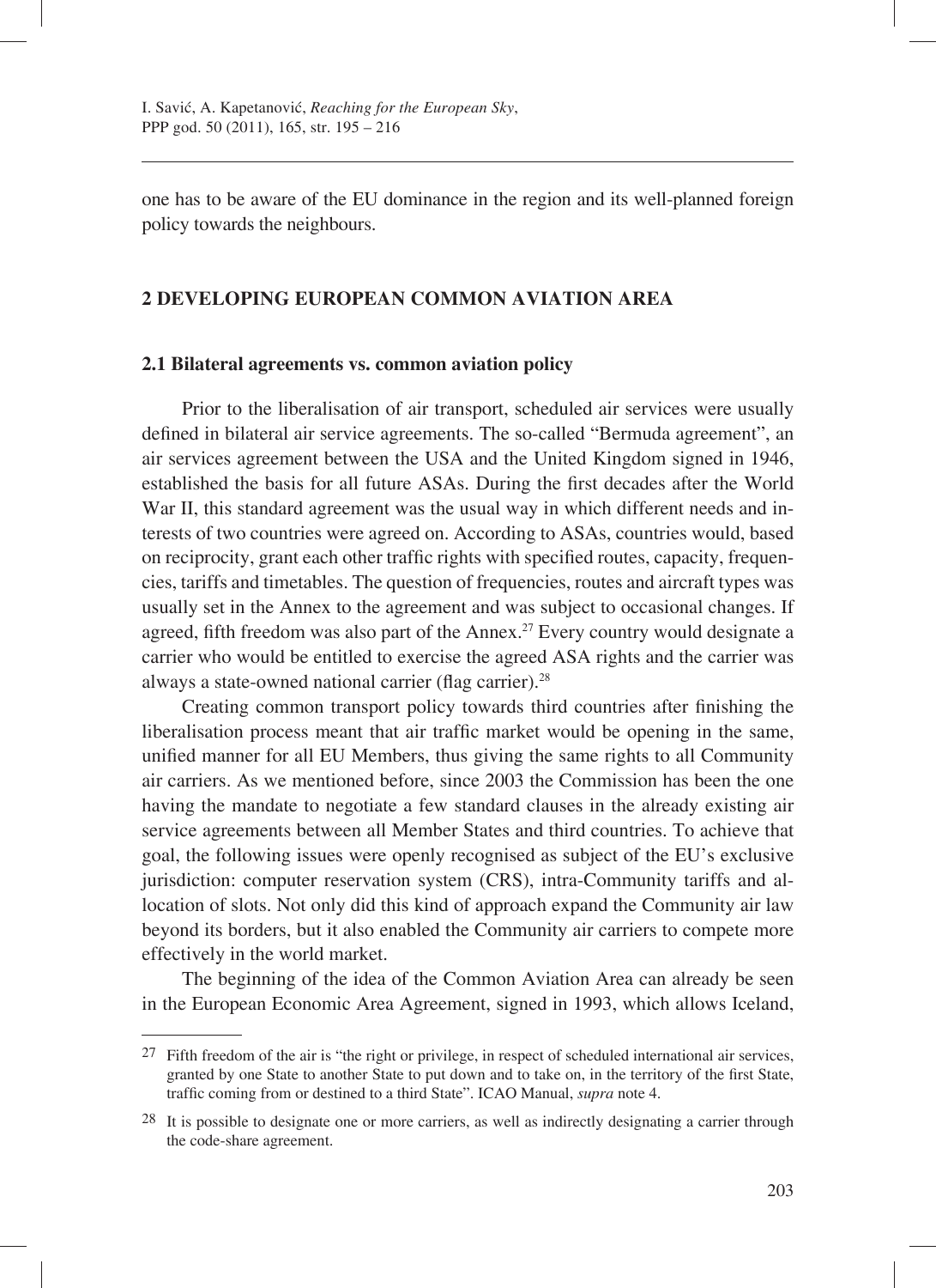one has to be aware of the EU dominance in the region and its well-planned foreign policy towards the neighbours.

## 2 DEVELOPING EUROPEAN COMMON AVIATION AREA

### 2.1 Bilateral agreements vs. common aviation policy

Prior to the liberalisation of air transport, scheduled air services were usually defined in bilateral air service agreements. The so-called "Bermuda agreement", an air services agreement between the USA and the United Kingdom signed in 1946, established the basis for all future ASAs. During the first decades after the World War II, this standard agreement was the usual way in which different needs and interests of two countries were agreed on. According to ASAs, countries would, based on reciprocity, grant each other traffic rights with specified routes, capacity, frequencies, tariffs and timetables. The question of frequencies, routes and aircraft types was usually set in the Annex to the agreement and was subject to occasional changes. If agreed, fifth freedom was also part of the Annex.[27] Every country would designate a carrier who would be entitled to exercise the agreed ASA rights and the carrier was always a state-owned national carrier (flag carrier).[28]

Creating common transport policy towards third countries after finishing the liberalisation process meant that air traffic market would be opening in the same, unified manner for all EU Members, thus giving the same rights to all Community air carriers. As we mentioned before, since 2003 the Commission has been the one having the mandate to negotiate a few standard clauses in the already existing air service agreements between all Member States and third countries. To achieve that goal, the following issues were openly recognised as subject of the EU's exclusive jurisdiction: computer reservation system (CRS), intra-Community tariffs and allocation of slots. Not only did this kind of approach expand the Community air law beyond its borders, but it also enabled the Community air carriers to compete more effectively in the world market.

The beginning of the idea of the Common Aviation Area can already be seen in the European Economic Area Agreement, signed in 1993, which allows Iceland,

---

27 Fifth freedom of the air is "the right or privilege, in respect of scheduled international air services, granted by one State to another State to put down and to take on, in the territory of the first State, traffic coming from or destined to a third State". ICAO Manual, *supra* note 4.

28 It is possible to designate one or more carriers, as well as indirectly designating a carrier through the code-share agreement.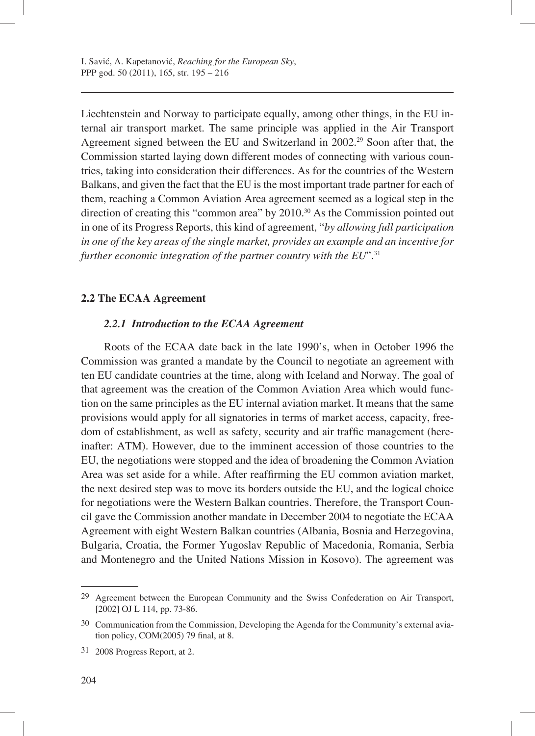Liechtenstein and Norway to participate equally, among other things, in the EU internal air transport market. The same principle was applied in the Air Transport Agreement signed between the EU and Switzerland in 2002.[29] Soon after that, the Commission started laying down different modes of connecting with various countries, taking into consideration their differences. As for the countries of the Western Balkans, and given the fact that the EU is the most important trade partner for each of them, reaching a Common Aviation Area agreement seemed as a logical step in the direction of creating this "common area" by 2010.[30] As the Commission pointed out in one of its Progress Reports, this kind of agreement, "*by allowing full participation in one of the key areas of the single market, provides an example and an incentive for further economic integration of the partner country with the EU*".[31]

## 2.2 The ECAA Agreement

### *2.2.1 Introduction to the ECAA Agreement*

Roots of the ECAA date back in the late 1990's, when in October 1996 the Commission was granted a mandate by the Council to negotiate an agreement with ten EU candidate countries at the time, along with Iceland and Norway. The goal of that agreement was the creation of the Common Aviation Area which would function on the same principles as the EU internal aviation market. It means that the same provisions would apply for all signatories in terms of market access, capacity, freedom of establishment, as well as safety, security and air traffic management (hereinafter: ATM). However, due to the imminent accession of those countries to the EU, the negotiations were stopped and the idea of broadening the Common Aviation Area was set aside for a while. After reaffirming the EU common aviation market, the next desired step was to move its borders outside the EU, and the logical choice for negotiations were the Western Balkan countries. Therefore, the Transport Council gave the Commission another mandate in December 2004 to negotiate the ECAA Agreement with eight Western Balkan countries (Albania, Bosnia and Herzegovina, Bulgaria, Croatia, the Former Yugoslav Republic of Macedonia, Romania, Serbia and Montenegro and the United Nations Mission in Kosovo). The agreement was

---

29 Agreement between the European Community and the Swiss Confederation on Air Transport, [2002] OJ L 114, pp. 73-86.

30 Communication from the Commission, Developing the Agenda for the Community's external aviation policy, COM(2005) 79 final, at 8.

31 2008 Progress Report, at 2.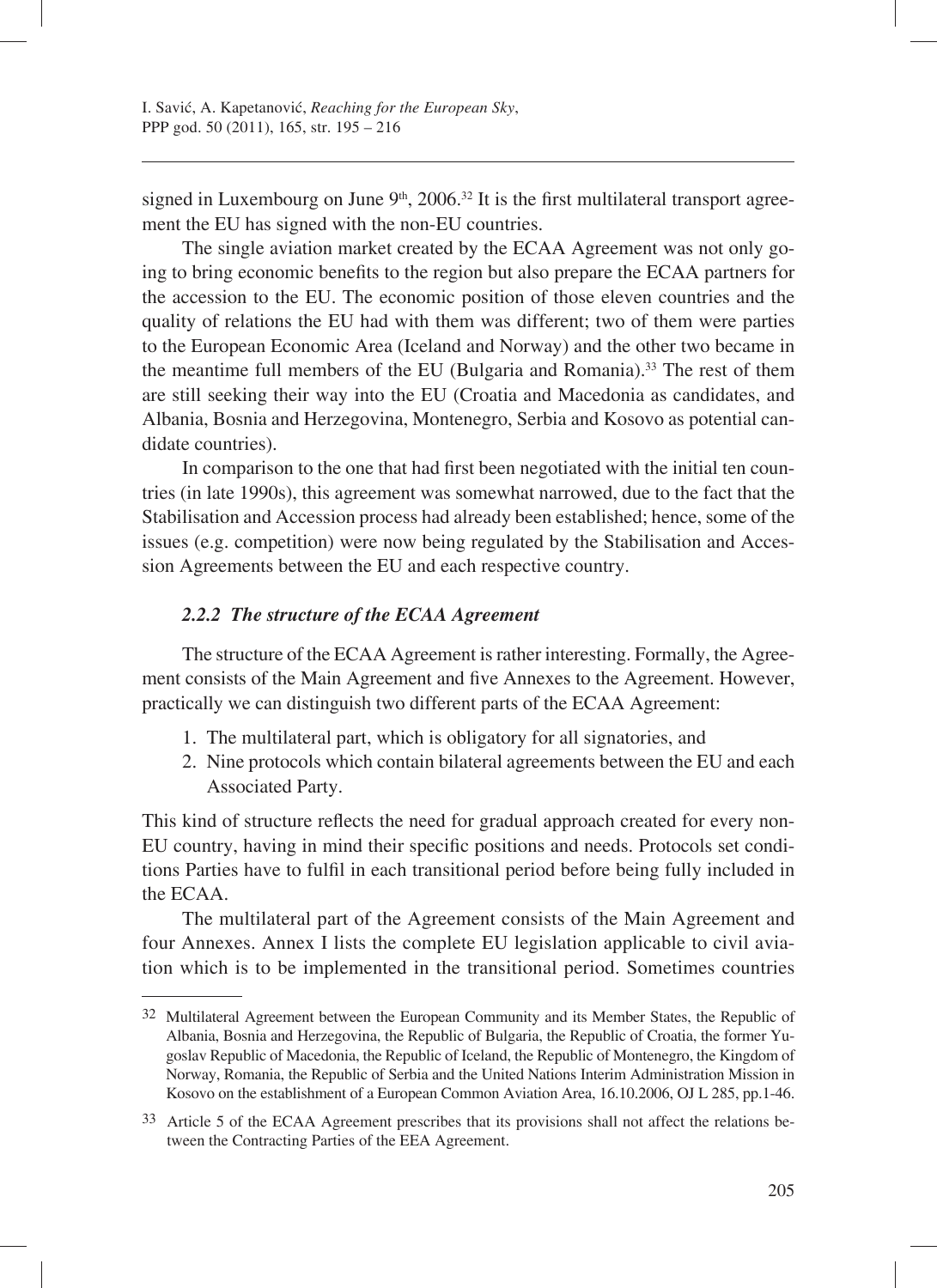signed in Luxembourg on June 9th, 2006.[32] It is the first multilateral transport agreement the EU has signed with the non-EU countries.

The single aviation market created by the ECAA Agreement was not only going to bring economic benefits to the region but also prepare the ECAA partners for the accession to the EU. The economic position of those eleven countries and the quality of relations the EU had with them was different; two of them were parties to the European Economic Area (Iceland and Norway) and the other two became in the meantime full members of the EU (Bulgaria and Romania).[33] The rest of them are still seeking their way into the EU (Croatia and Macedonia as candidates, and Albania, Bosnia and Herzegovina, Montenegro, Serbia and Kosovo as potential candidate countries).

In comparison to the one that had first been negotiated with the initial ten countries (in late 1990s), this agreement was somewhat narrowed, due to the fact that the Stabilisation and Accession process had already been established; hence, some of the issues (e.g. competition) were now being regulated by the Stabilisation and Accession Agreements between the EU and each respective country.

### *2.2.2 The structure of the ECAA Agreement*

The structure of the ECAA Agreement is rather interesting. Formally, the Agreement consists of the Main Agreement and five Annexes to the Agreement. However, practically we can distinguish two different parts of the ECAA Agreement:

1. The multilateral part, which is obligatory for all signatories, and
2. Nine protocols which contain bilateral agreements between the EU and each Associated Party.

This kind of structure reflects the need for gradual approach created for every non-EU country, having in mind their specific positions and needs. Protocols set conditions Parties have to fulfil in each transitional period before being fully included in the ECAA.

The multilateral part of the Agreement consists of the Main Agreement and four Annexes. Annex I lists the complete EU legislation applicable to civil aviation which is to be implemented in the transitional period. Sometimes countries

---

32 Multilateral Agreement between the European Community and its Member States, the Republic of Albania, Bosnia and Herzegovina, the Republic of Bulgaria, the Republic of Croatia, the former Yugoslav Republic of Macedonia, the Republic of Iceland, the Republic of Montenegro, the Kingdom of Norway, Romania, the Republic of Serbia and the United Nations Interim Administration Mission in Kosovo on the establishment of a European Common Aviation Area, 16.10.2006, OJ L 285, pp.1-46.

33 Article 5 of the ECAA Agreement prescribes that its provisions shall not affect the relations between the Contracting Parties of the EEA Agreement.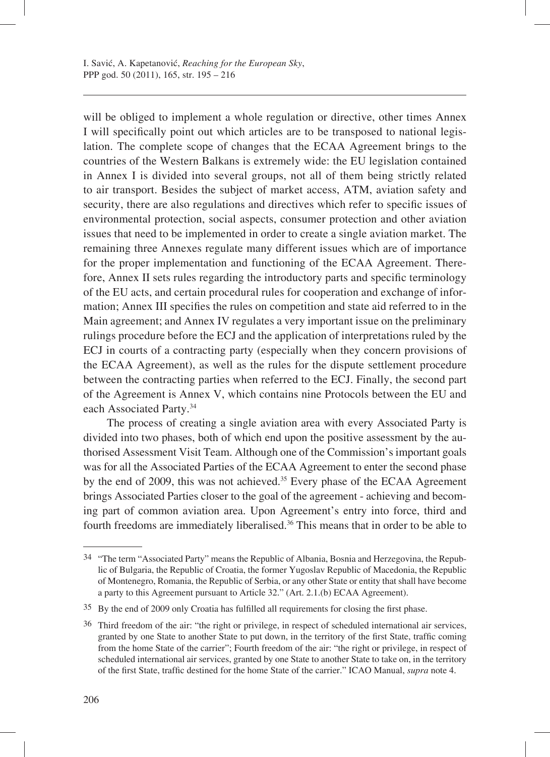will be obliged to implement a whole regulation or directive, other times Annex I will specifically point out which articles are to be transposed to national legislation. The complete scope of changes that the ECAA Agreement brings to the countries of the Western Balkans is extremely wide: the EU legislation contained in Annex I is divided into several groups, not all of them being strictly related to air transport. Besides the subject of market access, ATM, aviation safety and security, there are also regulations and directives which refer to specific issues of environmental protection, social aspects, consumer protection and other aviation issues that need to be implemented in order to create a single aviation market. The remaining three Annexes regulate many different issues which are of importance for the proper implementation and functioning of the ECAA Agreement. Therefore, Annex II sets rules regarding the introductory parts and specific terminology of the EU acts, and certain procedural rules for cooperation and exchange of information; Annex III specifies the rules on competition and state aid referred to in the Main agreement; and Annex IV regulates a very important issue on the preliminary rulings procedure before the ECJ and the application of interpretations ruled by the ECJ in courts of a contracting party (especially when they concern provisions of the ECAA Agreement), as well as the rules for the dispute settlement procedure between the contracting parties when referred to the ECJ. Finally, the second part of the Agreement is Annex V, which contains nine Protocols between the EU and each Associated Party.[34]

The process of creating a single aviation area with every Associated Party is divided into two phases, both of which end upon the positive assessment by the authorised Assessment Visit Team. Although one of the Commission's important goals was for all the Associated Parties of the ECAA Agreement to enter the second phase by the end of 2009, this was not achieved.[35] Every phase of the ECAA Agreement brings Associated Parties closer to the goal of the agreement - achieving and becoming part of common aviation area. Upon Agreement's entry into force, third and fourth freedoms are immediately liberalised.[36] This means that in order to be able to

---

[34] "The term "Associated Party" means the Republic of Albania, Bosnia and Herzegovina, the Republic of Bulgaria, the Republic of Croatia, the former Yugoslav Republic of Macedonia, the Republic of Montenegro, Romania, the Republic of Serbia, or any other State or entity that shall have become a party to this Agreement pursuant to Article 32." (Art. 2.1.(b) ECAA Agreement).

[35] By the end of 2009 only Croatia has fulfilled all requirements for closing the first phase.

[36] Third freedom of the air: "the right or privilege, in respect of scheduled international air services, granted by one State to another State to put down, in the territory of the first State, traffic coming from the home State of the carrier"; Fourth freedom of the air: "the right or privilege, in respect of scheduled international air services, granted by one State to another State to take on, in the territory of the first State, traffic destined for the home State of the carrier." ICAO Manual, *supra* note 4.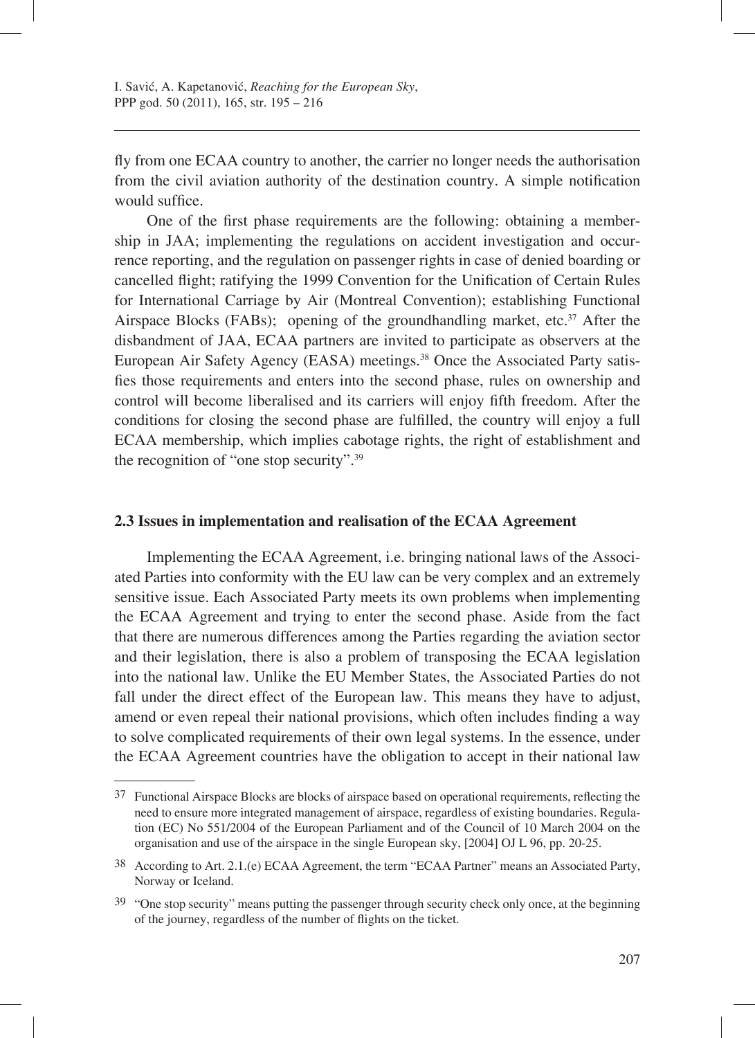fly from one ECAA country to another, the carrier no longer needs the authorisation from the civil aviation authority of the destination country. A simple notification would suffice.

One of the first phase requirements are the following: obtaining a membership in JAA; implementing the regulations on accident investigation and occurrence reporting, and the regulation on passenger rights in case of denied boarding or cancelled flight; ratifying the 1999 Convention for the Unification of Certain Rules for International Carriage by Air (Montreal Convention); establishing Functional Airspace Blocks (FABs); opening of the groundhandling market, etc.[37] After the disbandment of JAA, ECAA partners are invited to participate as observers at the European Air Safety Agency (EASA) meetings.[38] Once the Associated Party satisfies those requirements and enters into the second phase, rules on ownership and control will become liberalised and its carriers will enjoy fifth freedom. After the conditions for closing the second phase are fulfilled, the country will enjoy a full ECAA membership, which implies cabotage rights, the right of establishment and the recognition of "one stop security".[39]

### 2.3 Issues in implementation and realisation of the ECAA Agreement

Implementing the ECAA Agreement, i.e. bringing national laws of the Associated Parties into conformity with the EU law can be very complex and an extremely sensitive issue. Each Associated Party meets its own problems when implementing the ECAA Agreement and trying to enter the second phase. Aside from the fact that there are numerous differences among the Parties regarding the aviation sector and their legislation, there is also a problem of transposing the ECAA legislation into the national law. Unlike the EU Member States, the Associated Parties do not fall under the direct effect of the European law. This means they have to adjust, amend or even repeal their national provisions, which often includes finding a way to solve complicated requirements of their own legal systems. In the essence, under the ECAA Agreement countries have the obligation to accept in their national law

---

[37] Functional Airspace Blocks are blocks of airspace based on operational requirements, reflecting the need to ensure more integrated management of airspace, regardless of existing boundaries. Regulation (EC) No 551/2004 of the European Parliament and of the Council of 10 March 2004 on the organisation and use of the airspace in the single European sky, [2004] OJ L 96, pp. 20-25.

[38] According to Art. 2.1.(e) ECAA Agreement, the term "ECAA Partner" means an Associated Party, Norway or Iceland.

[39] "One stop security" means putting the passenger through security check only once, at the beginning of the journey, regardless of the number of flights on the ticket.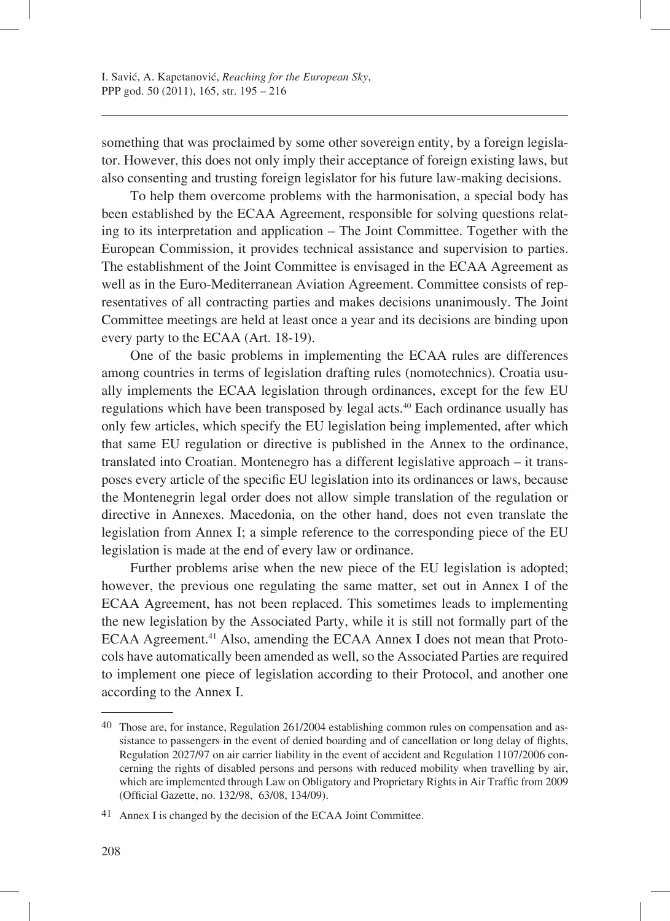something that was proclaimed by some other sovereign entity, by a foreign legislator. However, this does not only imply their acceptance of foreign existing laws, but also consenting and trusting foreign legislator for his future law-making decisions.

To help them overcome problems with the harmonisation, a special body has been established by the ECAA Agreement, responsible for solving questions relating to its interpretation and application – The Joint Committee. Together with the European Commission, it provides technical assistance and supervision to parties. The establishment of the Joint Committee is envisaged in the ECAA Agreement as well as in the Euro-Mediterranean Aviation Agreement. Committee consists of representatives of all contracting parties and makes decisions unanimously. The Joint Committee meetings are held at least once a year and its decisions are binding upon every party to the ECAA (Art. 18-19).

One of the basic problems in implementing the ECAA rules are differences among countries in terms of legislation drafting rules (nomotechnics). Croatia usually implements the ECAA legislation through ordinances, except for the few EU regulations which have been transposed by legal acts.[40] Each ordinance usually has only few articles, which specify the EU legislation being implemented, after which that same EU regulation or directive is published in the Annex to the ordinance, translated into Croatian. Montenegro has a different legislative approach – it transposes every article of the specific EU legislation into its ordinances or laws, because the Montenegrin legal order does not allow simple translation of the regulation or directive in Annexes. Macedonia, on the other hand, does not even translate the legislation from Annex I; a simple reference to the corresponding piece of the EU legislation is made at the end of every law or ordinance.

Further problems arise when the new piece of the EU legislation is adopted; however, the previous one regulating the same matter, set out in Annex I of the ECAA Agreement, has not been replaced. This sometimes leads to implementing the new legislation by the Associated Party, while it is still not formally part of the ECAA Agreement.[41] Also, amending the ECAA Annex I does not mean that Protocols have automatically been amended as well, so the Associated Parties are required to implement one piece of legislation according to their Protocol, and another one according to the Annex I.

---

[40] Those are, for instance, Regulation 261/2004 establishing common rules on compensation and assistance to passengers in the event of denied boarding and of cancellation or long delay of flights, Regulation 2027/97 on air carrier liability in the event of accident and Regulation 1107/2006 concerning the rights of disabled persons and persons with reduced mobility when travelling by air, which are implemented through Law on Obligatory and Proprietary Rights in Air Traffic from 2009 (Official Gazette, no. 132/98, 63/08, 134/09).

[41] Annex I is changed by the decision of the ECAA Joint Committee.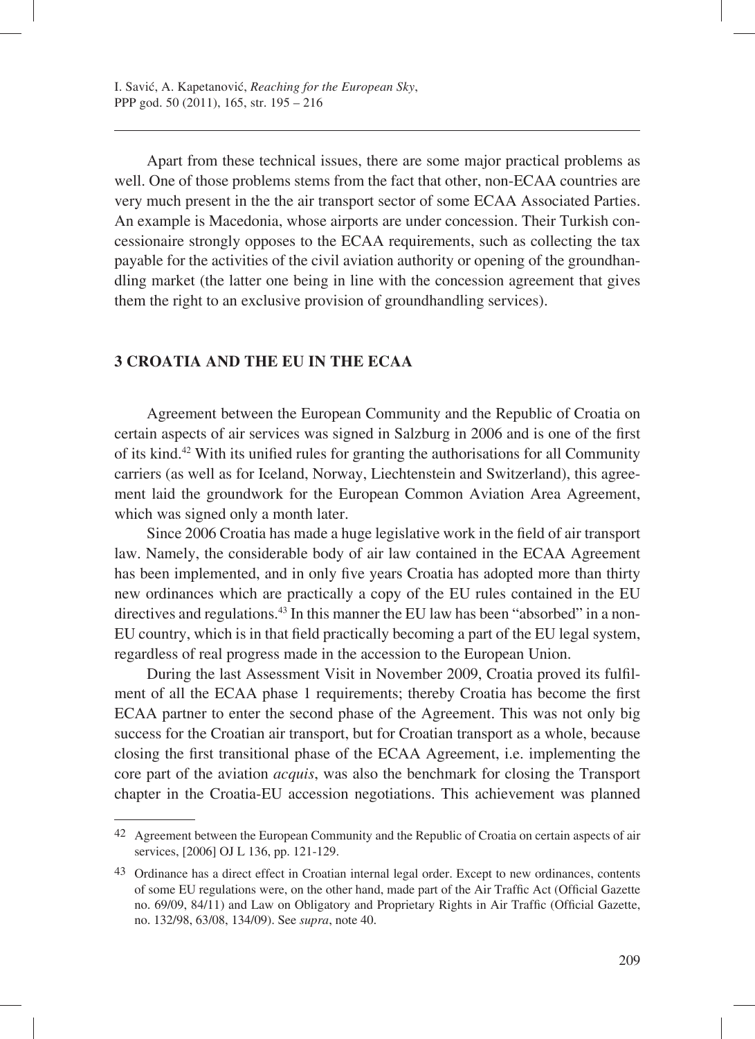Apart from these technical issues, there are some major practical problems as well. One of those problems stems from the fact that other, non-ECAA countries are very much present in the the air transport sector of some ECAA Associated Parties. An example is Macedonia, whose airports are under concession. Their Turkish concessionaire strongly opposes to the ECAA requirements, such as collecting the tax payable for the activities of the civil aviation authority or opening of the groundhandling market (the latter one being in line with the concession agreement that gives them the right to an exclusive provision of groundhandling services).

## 3 CROATIA AND THE EU IN THE ECAA

Agreement between the European Community and the Republic of Croatia on certain aspects of air services was signed in Salzburg in 2006 and is one of the first of its kind.[42] With its unified rules for granting the authorisations for all Community carriers (as well as for Iceland, Norway, Liechtenstein and Switzerland), this agreement laid the groundwork for the European Common Aviation Area Agreement, which was signed only a month later.

Since 2006 Croatia has made a huge legislative work in the field of air transport law. Namely, the considerable body of air law contained in the ECAA Agreement has been implemented, and in only five years Croatia has adopted more than thirty new ordinances which are practically a copy of the EU rules contained in the EU directives and regulations.[43] In this manner the EU law has been "absorbed" in a non-EU country, which is in that field practically becoming a part of the EU legal system, regardless of real progress made in the accession to the European Union.

During the last Assessment Visit in November 2009, Croatia proved its fulfilment of all the ECAA phase 1 requirements; thereby Croatia has become the first ECAA partner to enter the second phase of the Agreement. This was not only big success for the Croatian air transport, but for Croatian transport as a whole, because closing the first transitional phase of the ECAA Agreement, i.e. implementing the core part of the aviation *acquis*, was also the benchmark for closing the Transport chapter in the Croatia-EU accession negotiations. This achievement was planned

---

[42] Agreement between the European Community and the Republic of Croatia on certain aspects of air services, [2006] OJ L 136, pp. 121-129.

[43] Ordinance has a direct effect in Croatian internal legal order. Except to new ordinances, contents of some EU regulations were, on the other hand, made part of the Air Traffic Act (Official Gazette no. 69/09, 84/11) and Law on Obligatory and Proprietary Rights in Air Traffic (Official Gazette, no. 132/98, 63/08, 134/09). See *supra*, note 40.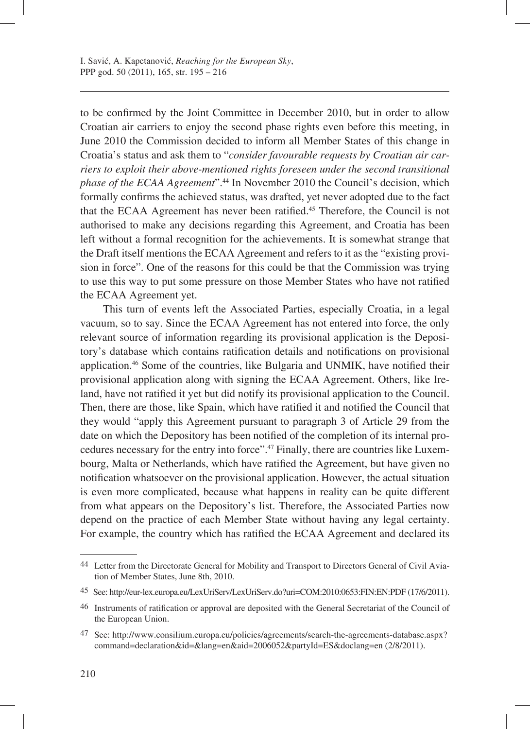to be confirmed by the Joint Committee in December 2010, but in order to allow Croatian air carriers to enjoy the second phase rights even before this meeting, in June 2010 the Commission decided to inform all Member States of this change in Croatia's status and ask them to "*consider favourable requests by Croatian air carriers to exploit their above-mentioned rights foreseen under the second transitional phase of the ECAA Agreement*".[44] In November 2010 the Council's decision, which formally confirms the achieved status, was drafted, yet never adopted due to the fact that the ECAA Agreement has never been ratified.[45] Therefore, the Council is not authorised to make any decisions regarding this Agreement, and Croatia has been left without a formal recognition for the achievements. It is somewhat strange that the Draft itself mentions the ECAA Agreement and refers to it as the "existing provision in force". One of the reasons for this could be that the Commission was trying to use this way to put some pressure on those Member States who have not ratified the ECAA Agreement yet.

This turn of events left the Associated Parties, especially Croatia, in a legal vacuum, so to say. Since the ECAA Agreement has not entered into force, the only relevant source of information regarding its provisional application is the Depository's database which contains ratification details and notifications on provisional application.[46] Some of the countries, like Bulgaria and UNMIK, have notified their provisional application along with signing the ECAA Agreement. Others, like Ireland, have not ratified it yet but did notify its provisional application to the Council. Then, there are those, like Spain, which have ratified it and notified the Council that they would "apply this Agreement pursuant to paragraph 3 of Article 29 from the date on which the Depository has been notified of the completion of its internal procedures necessary for the entry into force".[47] Finally, there are countries like Luxembourg, Malta or Netherlands, which have ratified the Agreement, but have given no notification whatsoever on the provisional application. However, the actual situation is even more complicated, because what happens in reality can be quite different from what appears on the Depository's list. Therefore, the Associated Parties now depend on the practice of each Member State without having any legal certainty. For example, the country which has ratified the ECAA Agreement and declared its

---

[44] Letter from the Directorate General for Mobility and Transport to Directors General of Civil Aviation of Member States, June 8th, 2010.

[45] See: http://eur-lex.europa.eu/LexUriServ/LexUriServ.do?uri=COM:2010:0653:FIN:EN:PDF (17/6/2011).

[46] Instruments of ratification or approval are deposited with the General Secretariat of the Council of the European Union.

[47] See: http://www.consilium.europa.eu/policies/agreements/search-the-agreements-database.aspx?command=declaration&id=&lang=en&aid=2006052&partyId=ES&doclang=en (2/8/2011).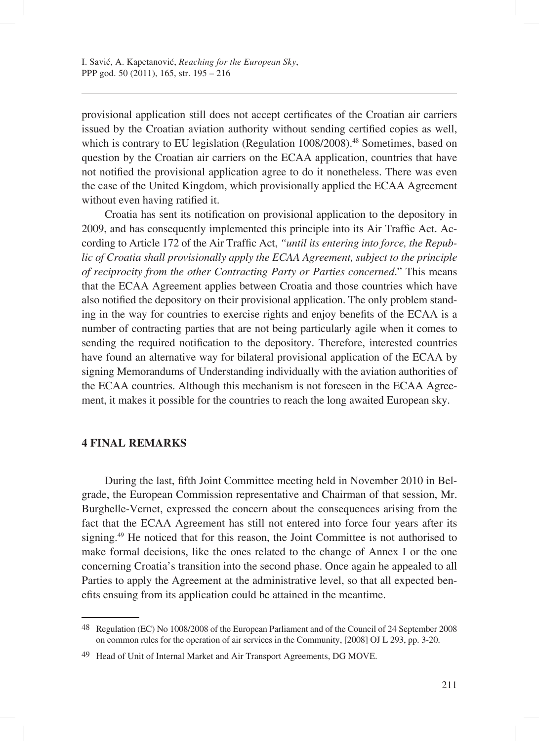provisional application still does not accept certificates of the Croatian air carriers issued by the Croatian aviation authority without sending certified copies as well, which is contrary to EU legislation (Regulation 1008/2008).[48] Sometimes, based on question by the Croatian air carriers on the ECAA application, countries that have not notified the provisional application agree to do it nonetheless. There was even the case of the United Kingdom, which provisionally applied the ECAA Agreement without even having ratified it.

Croatia has sent its notification on provisional application to the depository in 2009, and has consequently implemented this principle into its Air Traffic Act. According to Article 172 of the Air Traffic Act, *"until its entering into force, the Republic of Croatia shall provisionally apply the ECAA Agreement, subject to the principle of reciprocity from the other Contracting Party or Parties concerned*." This means that the ECAA Agreement applies between Croatia and those countries which have also notified the depository on their provisional application. The only problem standing in the way for countries to exercise rights and enjoy benefits of the ECAA is a number of contracting parties that are not being particularly agile when it comes to sending the required notification to the depository. Therefore, interested countries have found an alternative way for bilateral provisional application of the ECAA by signing Memorandums of Understanding individually with the aviation authorities of the ECAA countries. Although this mechanism is not foreseen in the ECAA Agreement, it makes it possible for the countries to reach the long awaited European sky.

## 4 FINAL REMARKS

During the last, fifth Joint Committee meeting held in November 2010 in Belgrade, the European Commission representative and Chairman of that session, Mr. Burghelle-Vernet, expressed the concern about the consequences arising from the fact that the ECAA Agreement has still not entered into force four years after its signing.[49] He noticed that for this reason, the Joint Committee is not authorised to make formal decisions, like the ones related to the change of Annex I or the one concerning Croatia's transition into the second phase. Once again he appealed to all Parties to apply the Agreement at the administrative level, so that all expected benefits ensuing from its application could be attained in the meantime.

---

[48] Regulation (EC) No 1008/2008 of the European Parliament and of the Council of 24 September 2008 on common rules for the operation of air services in the Community, [2008] OJ L 293, pp. 3-20.

[49] Head of Unit of Internal Market and Air Transport Agreements, DG MOVE.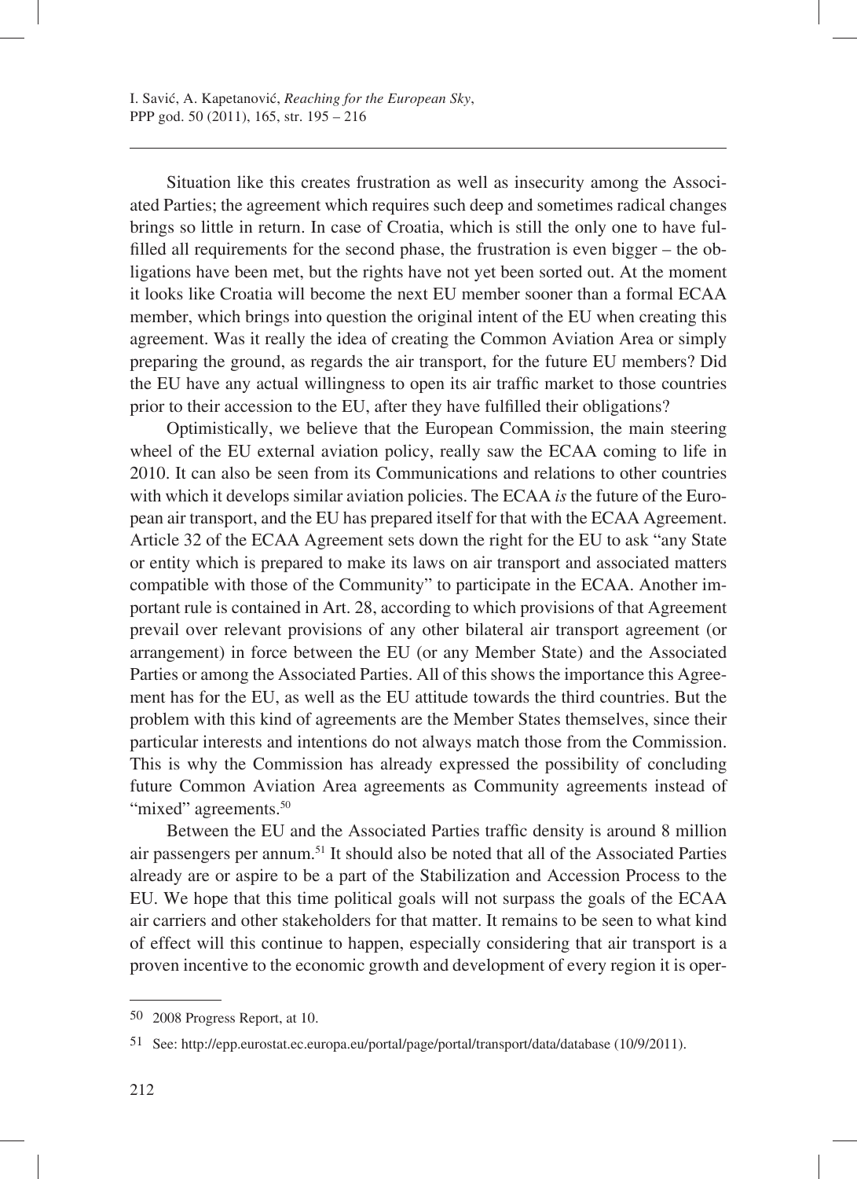Situation like this creates frustration as well as insecurity among the Associated Parties; the agreement which requires such deep and sometimes radical changes brings so little in return. In case of Croatia, which is still the only one to have fulfilled all requirements for the second phase, the frustration is even bigger – the obligations have been met, but the rights have not yet been sorted out. At the moment it looks like Croatia will become the next EU member sooner than a formal ECAA member, which brings into question the original intent of the EU when creating this agreement. Was it really the idea of creating the Common Aviation Area or simply preparing the ground, as regards the air transport, for the future EU members? Did the EU have any actual willingness to open its air traffic market to those countries prior to their accession to the EU, after they have fulfilled their obligations?

Optimistically, we believe that the European Commission, the main steering wheel of the EU external aviation policy, really saw the ECAA coming to life in 2010. It can also be seen from its Communications and relations to other countries with which it develops similar aviation policies. The ECAA *is* the future of the European air transport, and the EU has prepared itself for that with the ECAA Agreement. Article 32 of the ECAA Agreement sets down the right for the EU to ask "any State or entity which is prepared to make its laws on air transport and associated matters compatible with those of the Community" to participate in the ECAA. Another important rule is contained in Art. 28, according to which provisions of that Agreement prevail over relevant provisions of any other bilateral air transport agreement (or arrangement) in force between the EU (or any Member State) and the Associated Parties or among the Associated Parties. All of this shows the importance this Agreement has for the EU, as well as the EU attitude towards the third countries. But the problem with this kind of agreements are the Member States themselves, since their particular interests and intentions do not always match those from the Commission. This is why the Commission has already expressed the possibility of concluding future Common Aviation Area agreements as Community agreements instead of "mixed" agreements.[50]

Between the EU and the Associated Parties traffic density is around 8 million air passengers per annum.[51] It should also be noted that all of the Associated Parties already are or aspire to be a part of the Stabilization and Accession Process to the EU. We hope that this time political goals will not surpass the goals of the ECAA air carriers and other stakeholders for that matter. It remains to be seen to what kind of effect will this continue to happen, especially considering that air transport is a proven incentive to the economic growth and development of every region it is oper-

---

50 2008 Progress Report, at 10.

51 See: http://epp.eurostat.ec.europa.eu/portal/page/portal/transport/data/database (10/9/2011).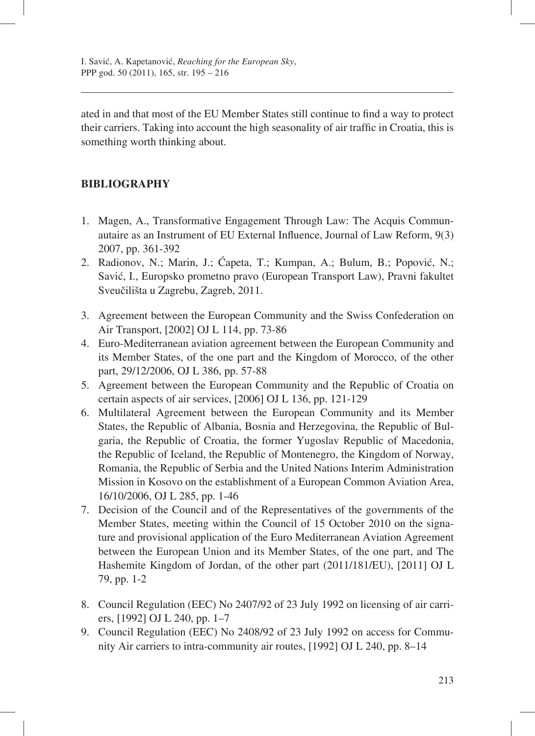ated in and that most of the EU Member States still continue to find a way to protect their carriers. Taking into account the high seasonality of air traffic in Croatia, this is something worth thinking about.

## BIBLIOGRAPHY

1. Magen, A., Transformative Engagement Through Law: The Acquis Communautaire as an Instrument of EU External Influence, Journal of Law Reform, 9(3) 2007, pp. 361-392
2. Radionov, N.; Marin, J.; Ćapeta, T.; Kumpan, A.; Bulum, B.; Popović, N.; Savić, I., Europsko prometno pravo (European Transport Law), Pravni fakultet Sveučilišta u Zagrebu, Zagreb, 2011.
3. Agreement between the European Community and the Swiss Confederation on Air Transport, [2002] OJ L 114, pp. 73-86
4. Euro-Mediterranean aviation agreement between the European Community and its Member States, of the one part and the Kingdom of Morocco, of the other part, 29/12/2006, OJ L 386, pp. 57-88
5. Agreement between the European Community and the Republic of Croatia on certain aspects of air services, [2006] OJ L 136, pp. 121-129
6. Multilateral Agreement between the European Community and its Member States, the Republic of Albania, Bosnia and Herzegovina, the Republic of Bulgaria, the Republic of Croatia, the former Yugoslav Republic of Macedonia, the Republic of Iceland, the Republic of Montenegro, the Kingdom of Norway, Romania, the Republic of Serbia and the United Nations Interim Administration Mission in Kosovo on the establishment of a European Common Aviation Area, 16/10/2006, OJ L 285, pp. 1-46
7. Decision of the Council and of the Representatives of the governments of the Member States, meeting within the Council of 15 October 2010 on the signature and provisional application of the Euro Mediterranean Aviation Agreement between the European Union and its Member States, of the one part, and The Hashemite Kingdom of Jordan, of the other part (2011/181/EU), [2011] OJ L 79, pp. 1-2
8. Council Regulation (EEC) No 2407/92 of 23 July 1992 on licensing of air carriers, [1992] OJ L 240, pp. 1–7
9. Council Regulation (EEC) No 2408/92 of 23 July 1992 on access for Community Air carriers to intra-community air routes, [1992] OJ L 240, pp. 8–14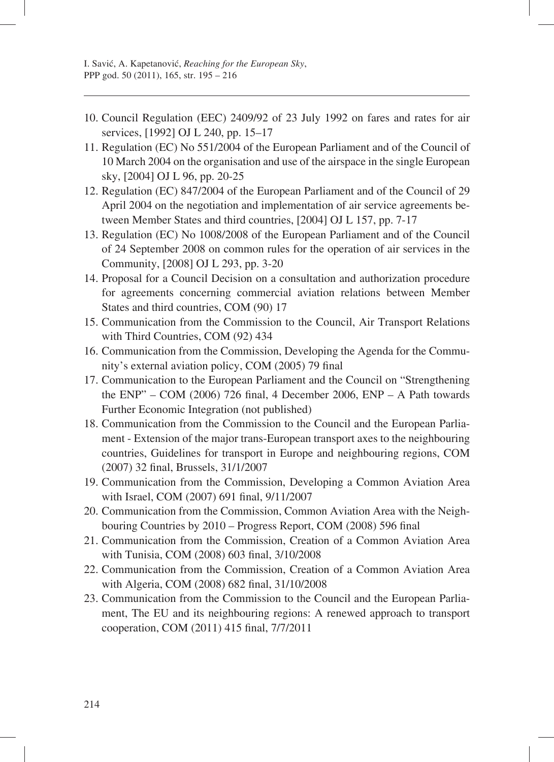10. Council Regulation (EEC) 2409/92 of 23 July 1992 on fares and rates for air services, [1992] OJ L 240, pp. 15–17
11. Regulation (EC) No 551/2004 of the European Parliament and of the Council of 10 March 2004 on the organisation and use of the airspace in the single European sky, [2004] OJ L 96, pp. 20-25
12. Regulation (EC) 847/2004 of the European Parliament and of the Council of 29 April 2004 on the negotiation and implementation of air service agreements between Member States and third countries, [2004] OJ L 157, pp. 7-17
13. Regulation (EC) No 1008/2008 of the European Parliament and of the Council of 24 September 2008 on common rules for the operation of air services in the Community, [2008] OJ L 293, pp. 3-20
14. Proposal for a Council Decision on a consultation and authorization procedure for agreements concerning commercial aviation relations between Member States and third countries, COM (90) 17
15. Communication from the Commission to the Council, Air Transport Relations with Third Countries, COM (92) 434
16. Communication from the Commission, Developing the Agenda for the Community's external aviation policy, COM (2005) 79 final
17. Communication to the European Parliament and the Council on "Strengthening the ENP" – COM (2006) 726 final, 4 December 2006, ENP – A Path towards Further Economic Integration (not published)
18. Communication from the Commission to the Council and the European Parliament - Extension of the major trans-European transport axes to the neighbouring countries, Guidelines for transport in Europe and neighbouring regions, COM (2007) 32 final, Brussels, 31/1/2007
19. Communication from the Commission, Developing a Common Aviation Area with Israel, COM (2007) 691 final, 9/11/2007
20. Communication from the Commission, Common Aviation Area with the Neighbouring Countries by 2010 – Progress Report, COM (2008) 596 final
21. Communication from the Commission, Creation of a Common Aviation Area with Tunisia, COM (2008) 603 final, 3/10/2008
22. Communication from the Commission, Creation of a Common Aviation Area with Algeria, COM (2008) 682 final, 31/10/2008
23. Communication from the Commission to the Council and the European Parliament, The EU and its neighbouring regions: A renewed approach to transport cooperation, COM (2011) 415 final, 7/7/2011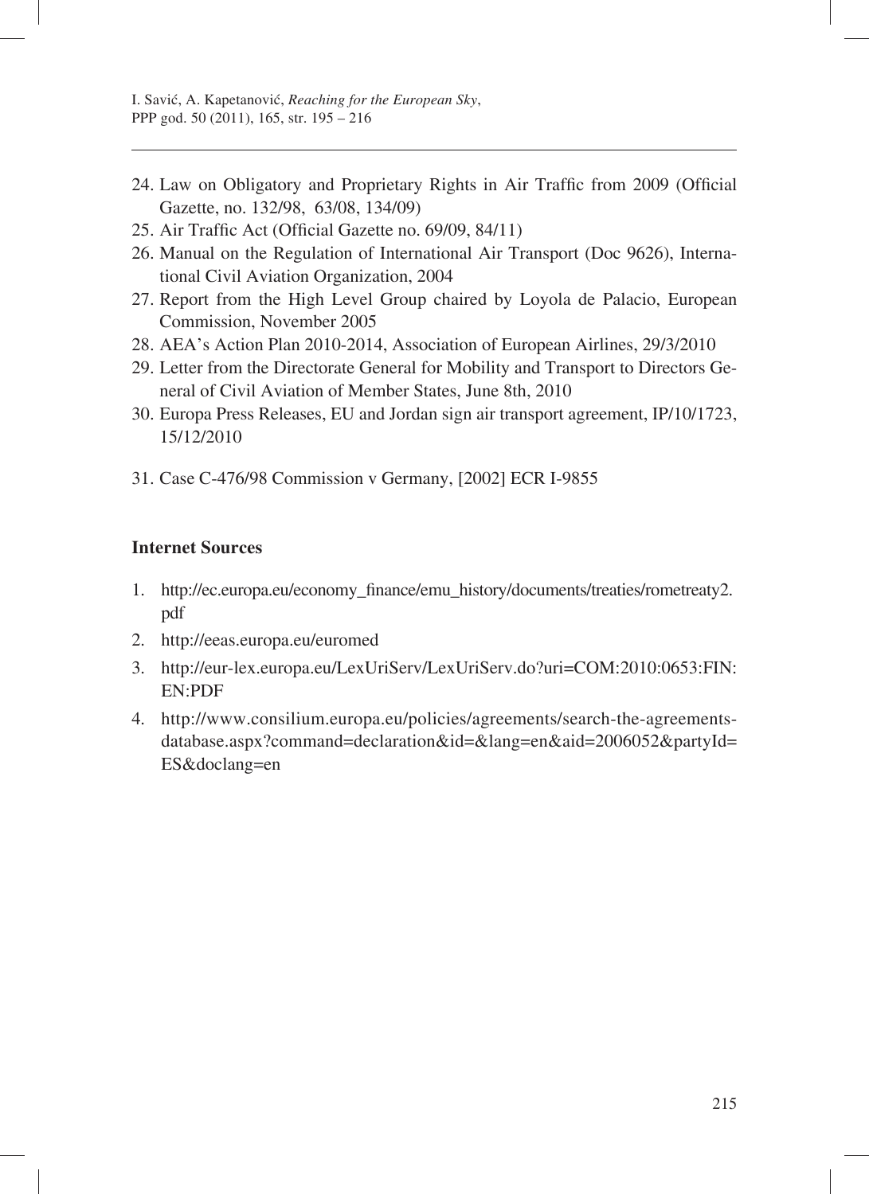24. Law on Obligatory and Proprietary Rights in Air Traffic from 2009 (Official Gazette, no. 132/98, 63/08, 134/09)
25. Air Traffic Act (Official Gazette no. 69/09, 84/11)
26. Manual on the Regulation of International Air Transport (Doc 9626), International Civil Aviation Organization, 2004
27. Report from the High Level Group chaired by Loyola de Palacio, European Commission, November 2005
28. AEA's Action Plan 2010-2014, Association of European Airlines, 29/3/2010
29. Letter from the Directorate General for Mobility and Transport to Directors General of Civil Aviation of Member States, June 8th, 2010
30. Europa Press Releases, EU and Jordan sign air transport agreement, IP/10/1723, 15/12/2010
31. Case C-476/98 Commission v Germany, [2002] ECR I-9855

**Internet Sources**

1. http://ec.europa.eu/economy_finance/emu_history/documents/treaties/rometreaty2.pdf
2. http://eeas.europa.eu/euromed
3. http://eur-lex.europa.eu/LexUriServ/LexUriServ.do?uri=COM:2010:0653:FIN:EN:PDF
4. http://www.consilium.europa.eu/policies/agreements/search-the-agreements-database.aspx?command=declaration&id=&lang=en&aid=2006052&partyId=ES&doclang=en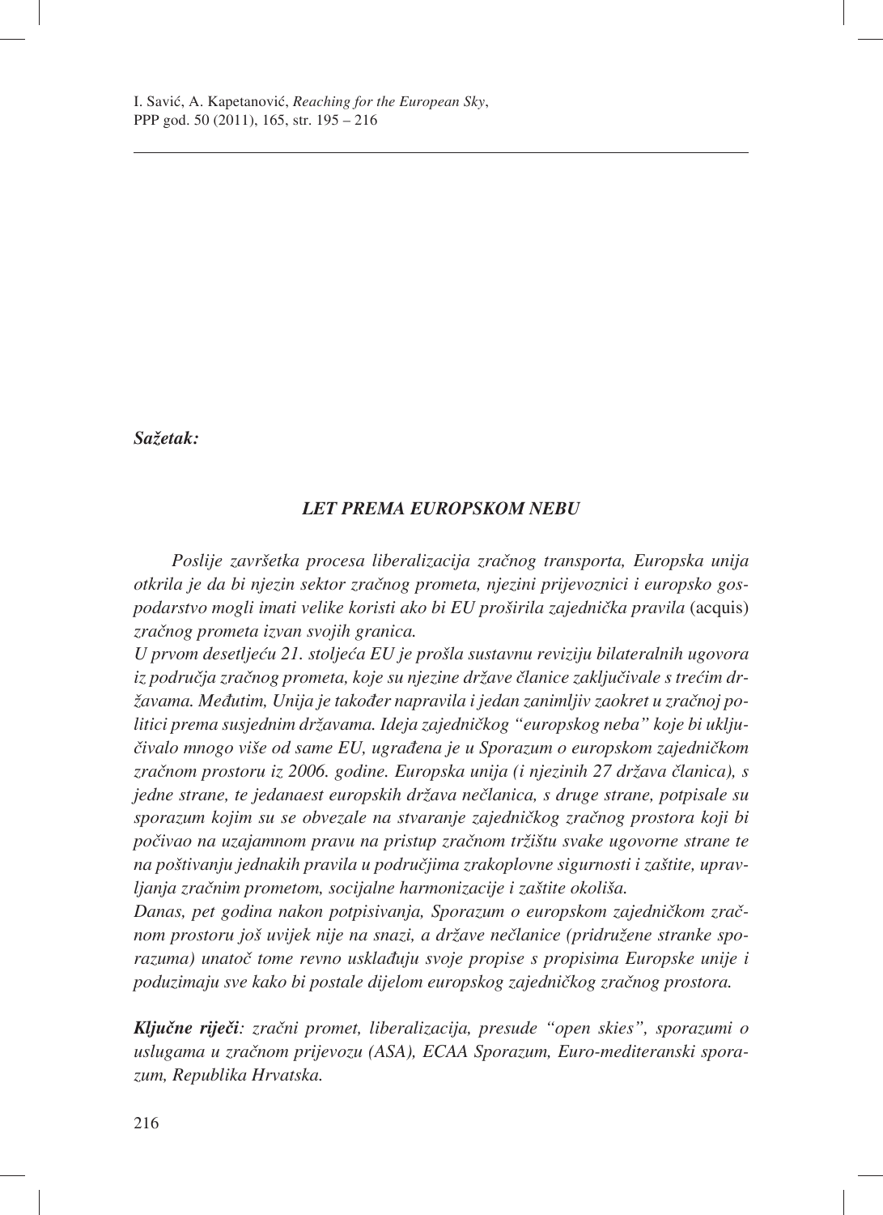***Sažetak:***

## *LET PREMA EUROPSKOM NEBU*

*Poslije završetka procesa liberalizacija zračnog transporta, Europska unija otkrila je da bi njezin sektor zračnog prometa, njezini prijevoznici i europsko gospodarstvo mogli imati velike koristi ako bi EU proširila zajednička pravila* (acquis) *zračnog prometa izvan svojih granica.*

*U prvom desetljeću 21. stoljeća EU je prošla sustavnu reviziju bilateralnih ugovora iz područja zračnog prometa, koje su njezine države članice zaključivale s trećim državama. Međutim, Unija je također napravila i jedan zanimljiv zaokret u zračnoj politici prema susjednim državama. Ideja zajedničkog "europskog neba" koje bi uključivalo mnogo više od same EU, ugrađena je u Sporazum o europskom zajedničkom zračnom prostoru iz 2006. godine. Europska unija (i njezinih 27 država članica), s jedne strane, te jedanaest europskih država nečlanica, s druge strane, potpisale su sporazum kojim su se obvezale na stvaranje zajedničkog zračnog prostora koji bi počivao na uzajamnom pravu na pristup zračnom tržištu svake ugovorne strane te na poštivanju jednakih pravila u područjima zrakoplovne sigurnosti i zaštite, upravljanja zračnim prometom, socijalne harmonizacije i zaštite okoliša.*

*Danas, pet godina nakon potpisivanja, Sporazum o europskom zajedničkom zračnom prostoru još uvijek nije na snazi, a države nečlanice (pridružene stranke sporazuma) unatoč tome revno usklađuju svoje propise s propisima Europske unije i poduzimaju sve kako bi postale dijelom europskog zajedničkog zračnog prostora.*

***Ključne riječi****: zračni promet, liberalizacija, presude "open skies", sporazumi o uslugama u zračnom prijevozu (ASA), ECAA Sporazum, Euro-mediteranski sporazum, Republika Hrvatska.*